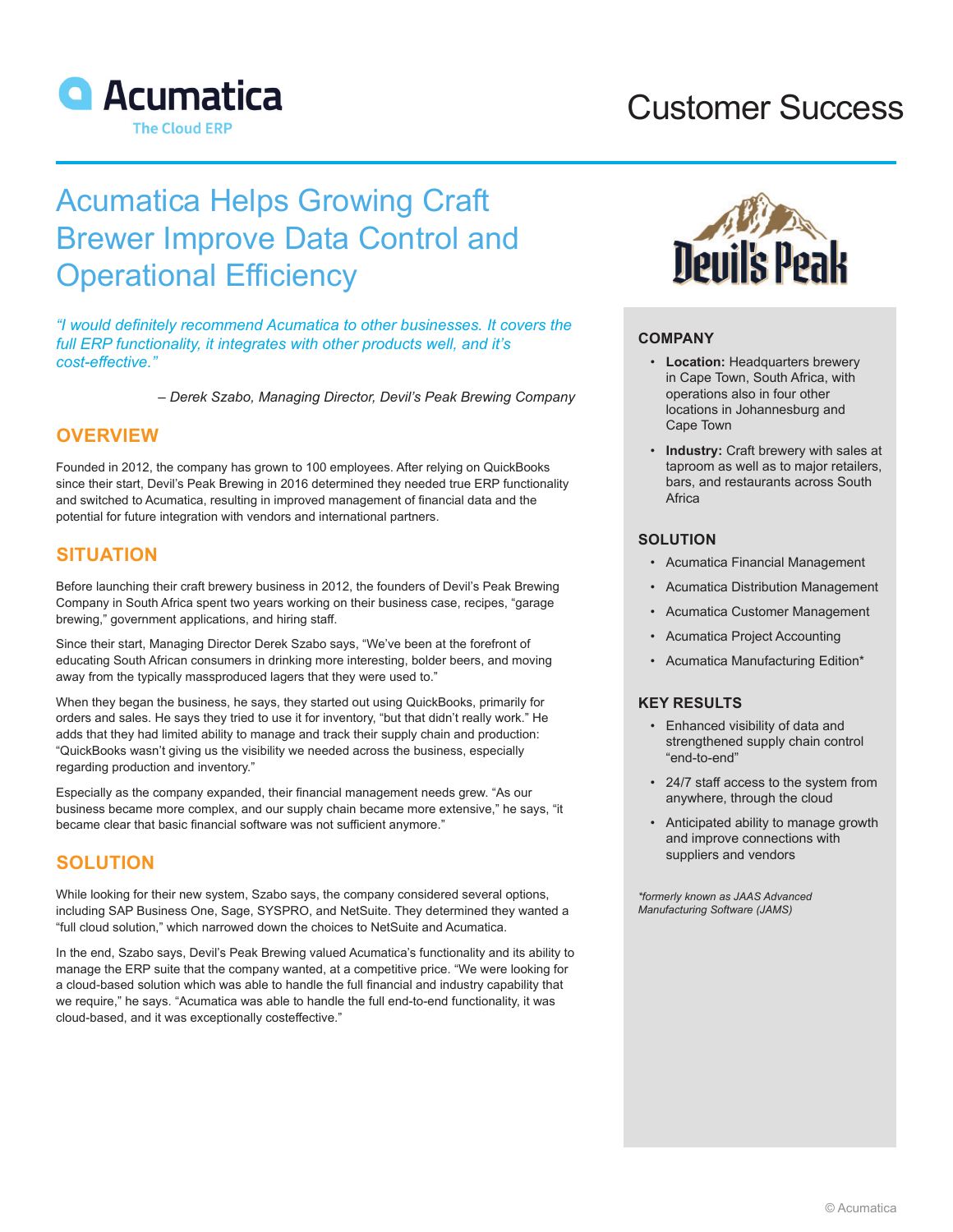Acumatica
The Cloud ERP

Customer Success

# Acumatica Helps Growing Craft Brewer Improve Data Control and Operational Efficiency

*"I would definitely recommend Acumatica to other businesses. It covers the full ERP functionality, it integrates with other products well, and it's cost-effective."*

*– Derek Szabo, Managing Director, Devil's Peak Brewing Company*

## OVERVIEW

Founded in 2012, the company has grown to 100 employees. After relying on QuickBooks since their start, Devil's Peak Brewing in 2016 determined they needed true ERP functionality and switched to Acumatica, resulting in improved management of financial data and the potential for future integration with vendors and international partners.

## SITUATION

Before launching their craft brewery business in 2012, the founders of Devil's Peak Brewing Company in South Africa spent two years working on their business case, recipes, "garage brewing," government applications, and hiring staff.

Since their start, Managing Director Derek Szabo says, "We've been at the forefront of educating South African consumers in drinking more interesting, bolder beers, and moving away from the typically massproduced lagers that they were used to."

When they began the business, he says, they started out using QuickBooks, primarily for orders and sales. He says they tried to use it for inventory, "but that didn't really work." He adds that they had limited ability to manage and track their supply chain and production: "QuickBooks wasn't giving us the visibility we needed across the business, especially regarding production and inventory."

Especially as the company expanded, their financial management needs grew. "As our business became more complex, and our supply chain became more extensive," he says, "it became clear that basic financial software was not sufficient anymore."

## SOLUTION

While looking for their new system, Szabo says, the company considered several options, including SAP Business One, Sage, SYSPRO, and NetSuite. They determined they wanted a "full cloud solution," which narrowed down the choices to NetSuite and Acumatica.

In the end, Szabo says, Devil's Peak Brewing valued Acumatica's functionality and its ability to manage the ERP suite that the company wanted, at a competitive price. "We were looking for a cloud-based solution which was able to handle the full financial and industry capability that we require," he says. "Acumatica was able to handle the full end-to-end functionality, it was cloud-based, and it was exceptionally costeffective."

Devil's Peak

### COMPANY

- **Location:** Headquarters brewery in Cape Town, South Africa, with operations also in Johannesburg and four other locations in Cape Town
- **Industry:** Craft brewery with sales at taproom as well as to major retailers, bars, and restaurants across South Africa

### SOLUTION

- Acumatica Financial Management
- Acumatica Distribution Management
- Acumatica Customer Management
- Acumatica Project Accounting
- Acumatica Manufacturing Edition*

### KEY RESULTS

- Enhanced visibility of data and strengthened supply chain control "end-to-end"
- 24/7 staff access to the system from anywhere, through the cloud
- Anticipated ability to manage growth and improve connections with suppliers and vendors

*\*formerly known as JAAS Advanced Manufacturing Software (JAMS)*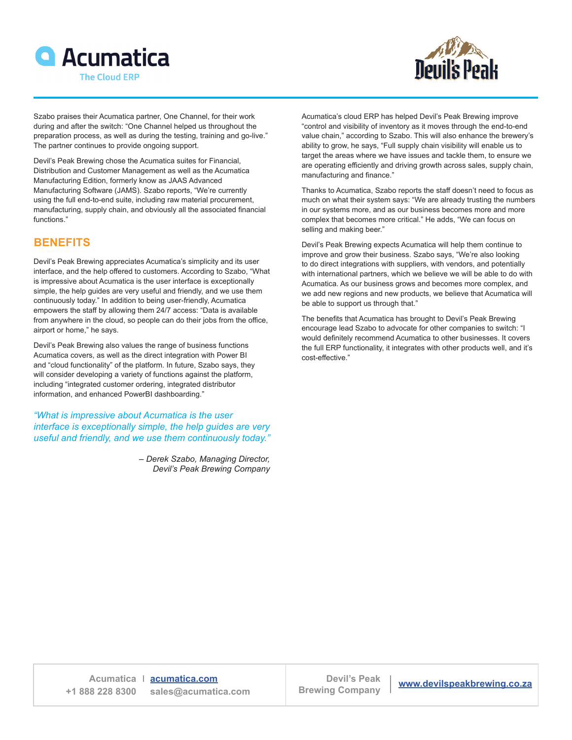Szabo praises their Acumatica partner, One Channel, for their work during and after the switch: "One Channel helped us throughout the preparation process, as well as during the testing, training and go-live." The partner continues to provide ongoing support.

Devil's Peak Brewing chose the Acumatica suites for Financial, Distribution and Customer Management as well as the Acumatica Manufacturing Edition, formerly know as JAAS Advanced Manufacturing Software (JAMS). Szabo reports, "We're currently using the full end-to-end suite, including raw material procurement, manufacturing, supply chain, and obviously all the associated financial functions."

## BENEFITS

Devil's Peak Brewing appreciates Acumatica's simplicity and its user interface, and the help offered to customers. According to Szabo, "What is impressive about Acumatica is the user interface is exceptionally simple, the help guides are very useful and friendly, and we use them continuously today." In addition to being user-friendly, Acumatica empowers the staff by allowing them 24/7 access: "Data is available from anywhere in the cloud, so people can do their jobs from the office, airport or home," he says.

Devil's Peak Brewing also values the range of business functions Acumatica covers, as well as the direct integration with Power BI and "cloud functionality" of the platform. In future, Szabo says, they will consider developing a variety of functions against the platform, including "integrated customer ordering, integrated distributor information, and enhanced PowerBI dashboarding."

*"What is impressive about Acumatica is the user interface is exceptionally simple, the help guides are very useful and friendly, and we use them continuously today."*

*– Derek Szabo, Managing Director, Devil's Peak Brewing Company*

Acumatica's cloud ERP has helped Devil's Peak Brewing improve "control and visibility of inventory as it moves through the end-to-end value chain," according to Szabo. This will also enhance the brewery's ability to grow, he says, "Full supply chain visibility will enable us to target the areas where we have issues and tackle them, to ensure we are operating efficiently and driving growth across sales, supply chain, manufacturing and finance."

Thanks to Acumatica, Szabo reports the staff doesn't need to focus as much on what their system says: "We are already trusting the numbers in our systems more, and as our business becomes more and more complex that becomes more critical." He adds, "We can focus on selling and making beer."

Devil's Peak Brewing expects Acumatica will help them continue to improve and grow their business. Szabo says, "We're also looking to do direct integrations with suppliers, with vendors, and potentially with international partners, which we believe we will be able to do with Acumatica. As our business grows and becomes more complex, and we add new regions and new products, we believe that Acumatica will be able to support us through that."

The benefits that Acumatica has brought to Devil's Peak Brewing encourage lead Szabo to advocate for other companies to switch: "I would definitely recommend Acumatica to other businesses. It covers the full ERP functionality, it integrates with other products well, and it's cost-effective."

Acumatica | acumatica.com
+1 888 228 8300 sales@acumatica.com

Devil's Peak Brewing Company | www.devilspeakbrewing.co.za